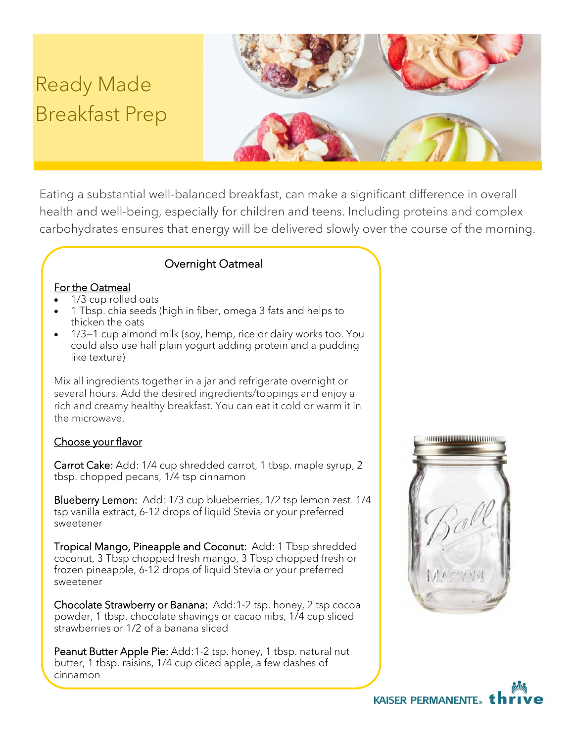# Ready Made Breakfast Prep

Eating a substantial well-balanced breakfast, can make a significant difference in overall health and well-being, especially for children and teens. Including proteins and complex carbohydrates ensures that energy will be delivered slowly over the course of the morning.

## Overnight Oatmeal

**For the Oatmeal**

- 1/3 cup rolled oats
- 1 Tbsp. chia seeds (high in fiber, omega 3 fats and helps to thicken the oats
- 1/3–1 cup almond milk (soy, hemp, rice or dairy works too. You could also use half plain yogurt adding protein and a pudding like texture)

Mix all ingredients together in a jar and refrigerate overnight or several hours. Add the desired ingredients/toppings and enjoy a rich and creamy healthy breakfast. You can eat it cold or warm it in the microwave.

**Choose your flavor**

**Carrot Cake:** Add: 1/4 cup shredded carrot, 1 tbsp. maple syrup, 2 tbsp. chopped pecans, 1/4 tsp cinnamon

**Blueberry Lemon:** Add: 1/3 cup blueberries, 1/2 tsp lemon zest. 1/4 tsp vanilla extract, 6-12 drops of liquid Stevia or your preferred sweetener

**Tropical Mango, Pineapple and Coconut:** Add: 1 Tbsp shredded coconut, 3 Tbsp chopped fresh mango, 3 Tbsp chopped fresh or frozen pineapple, 6-12 drops of liquid Stevia or your preferred sweetener

**Chocolate Strawberry or Banana:** Add:1-2 tsp. honey, 2 tsp cocoa powder, 1 tbsp. chocolate shavings or cacao nibs, 1/4 cup sliced strawberries or 1/2 of a banana sliced

**Peanut Butter Apple Pie:** Add:1-2 tsp. honey, 1 tbsp. natural nut butter, 1 tbsp. raisins, 1/4 cup diced apple, a few dashes of cinnamon

KAISER PERMANENTE® thrive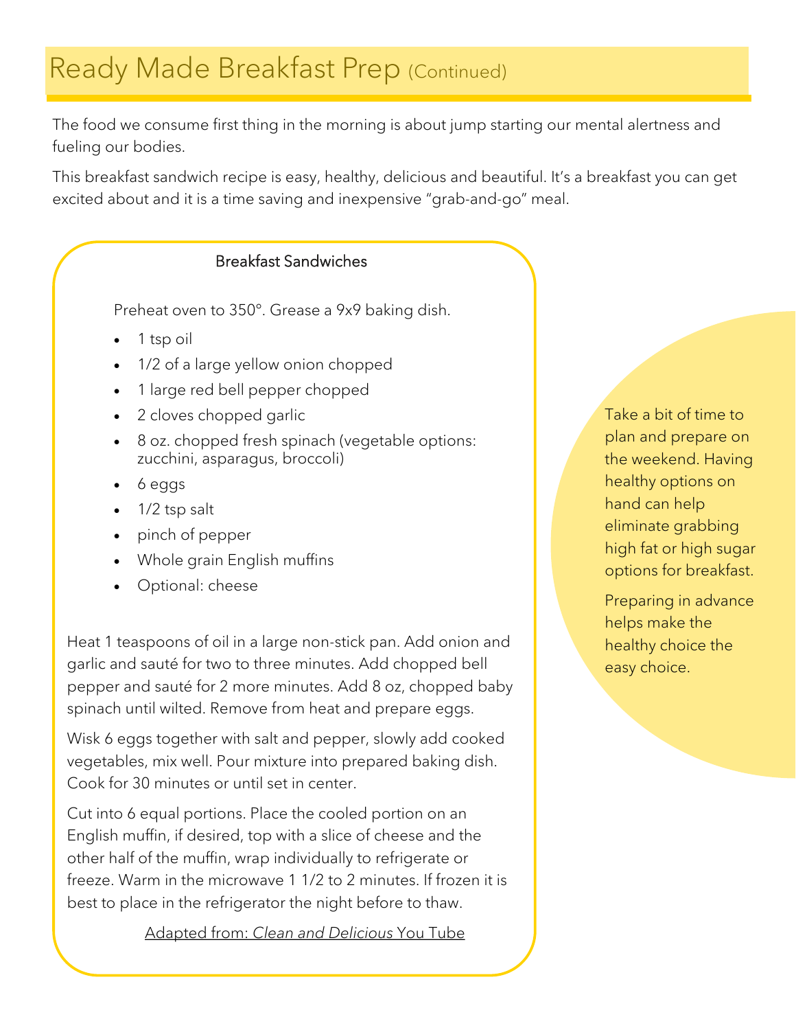# Ready Made Breakfast Prep (Continued)

The food we consume first thing in the morning is about jump starting our mental alertness and fueling our bodies.

This breakfast sandwich recipe is easy, healthy, delicious and beautiful. It's a breakfast you can get excited about and it is a time saving and inexpensive "grab-and-go" meal.

## Breakfast Sandwiches

Preheat oven to 350°. Grease a 9x9 baking dish.

- 1 tsp oil
- 1/2 of a large yellow onion chopped
- 1 large red bell pepper chopped
- 2 cloves chopped garlic
- 8 oz. chopped fresh spinach (vegetable options: zucchini, asparagus, broccoli)
- 6 eggs
- 1/2 tsp salt
- pinch of pepper
- Whole grain English muffins
- Optional: cheese

Heat 1 teaspoons of oil in a large non-stick pan. Add onion and garlic and sauté for two to three minutes. Add chopped bell pepper and sauté for 2 more minutes. Add 8 oz, chopped baby spinach until wilted. Remove from heat and prepare eggs.

Wisk 6 eggs together with salt and pepper, slowly add cooked vegetables, mix well. Pour mixture into prepared baking dish. Cook for 30 minutes or until set in center.

Cut into 6 equal portions. Place the cooled portion on an English muffin, if desired, top with a slice of cheese and the other half of the muffin, wrap individually to refrigerate or freeze. Warm in the microwave 1 1/2 to 2 minutes. If frozen it is best to place in the refrigerator the night before to thaw.

Adapted from: *Clean and Delicious* You Tube

Take a bit of time to plan and prepare on the weekend. Having healthy options on hand can help eliminate grabbing high fat or high sugar options for breakfast.

Preparing in advance helps make the healthy choice the easy choice.